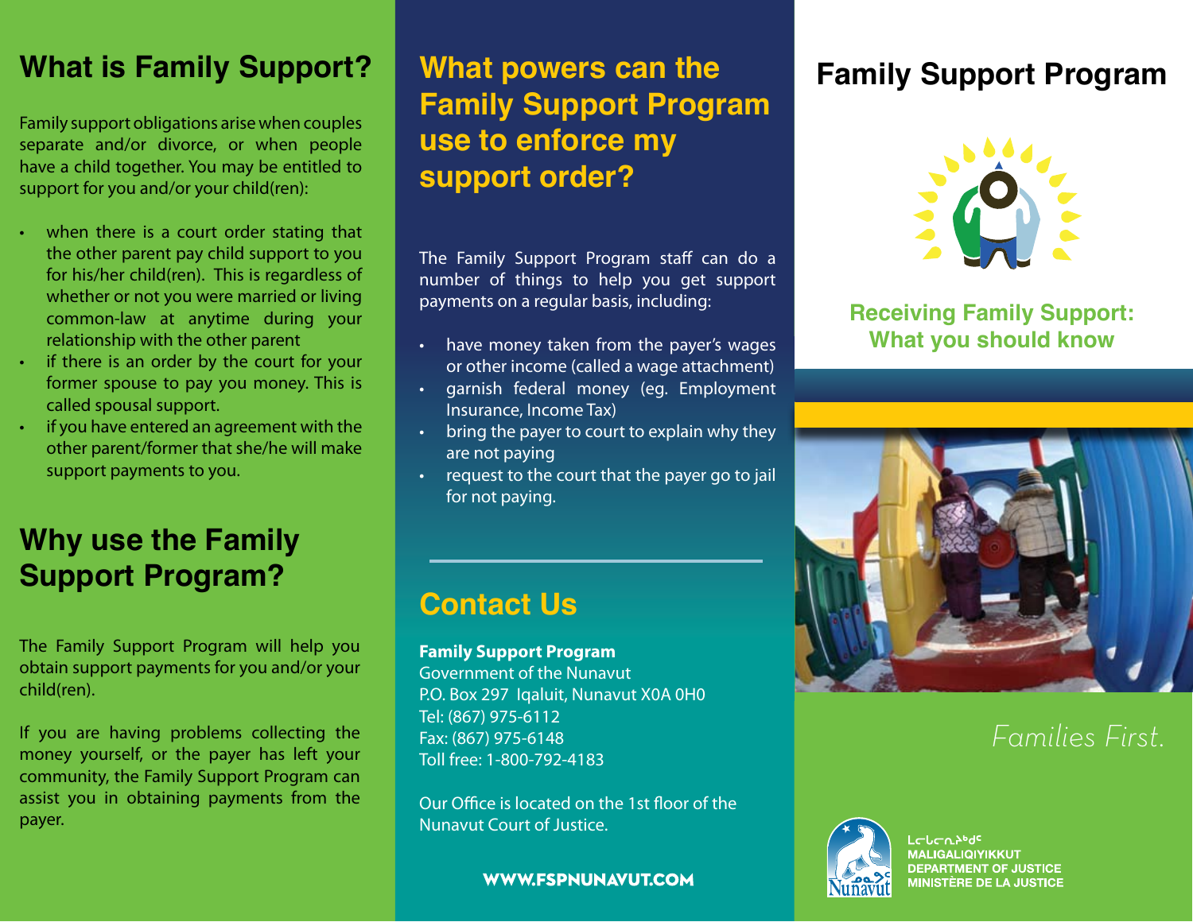## What is Family Support?

Family support obligations arise when couples separate and/or divorce, or when people have a child together. You may be entitled to support for you and/or your child(ren):

- when there is a court order stating that the other parent pay child support to you for his/her child(ren). This is regardless of whether or not you were married or living common-law at anytime during your relationship with the other parent
- if there is an order by the court for your former spouse to pay you money. This is called spousal support.
- if you have entered an agreement with the other parent/former that she/he will make support payments to you.

## Why use the Family Support Program?

The Family Support Program will help you obtain support payments for you and/or your child(ren).

If you are having problems collecting the money yourself, or the payer has left your community, the Family Support Program can assist you in obtaining payments from the payer.

## What powers can the Family Support Program use to enforce my support order?

The Family Support Program staff can do a number of things to help you get support payments on a regular basis, including:

- have money taken from the payer's wages or other income (called a wage attachment)
- garnish federal money (eg. Employment Insurance, Income Tax)
- bring the payer to court to explain why they are not paying
- request to the court that the payer go to jail for not paying.

## Contact Us

**Family Support Program**
Government of the Nunavut
P.O. Box 297 Iqaluit, Nunavut X0A 0H0
Tel: (867) 975-6112
Fax: (867) 975-6148
Toll free: 1-800-792-4183

Our Office is located on the 1st floor of the Nunavut Court of Justice.

**WWW.FSPNUNAVUT.COM**

# Family Support Program

### Receiving Family Support: What you should know

*Families First.*

ᒪᓕᒐᓕᕆᔨᒃᑯᑦ
MALIGALIQIYIKKUT
DEPARTMENT OF JUSTICE
MINISTÈRE DE LA JUSTICE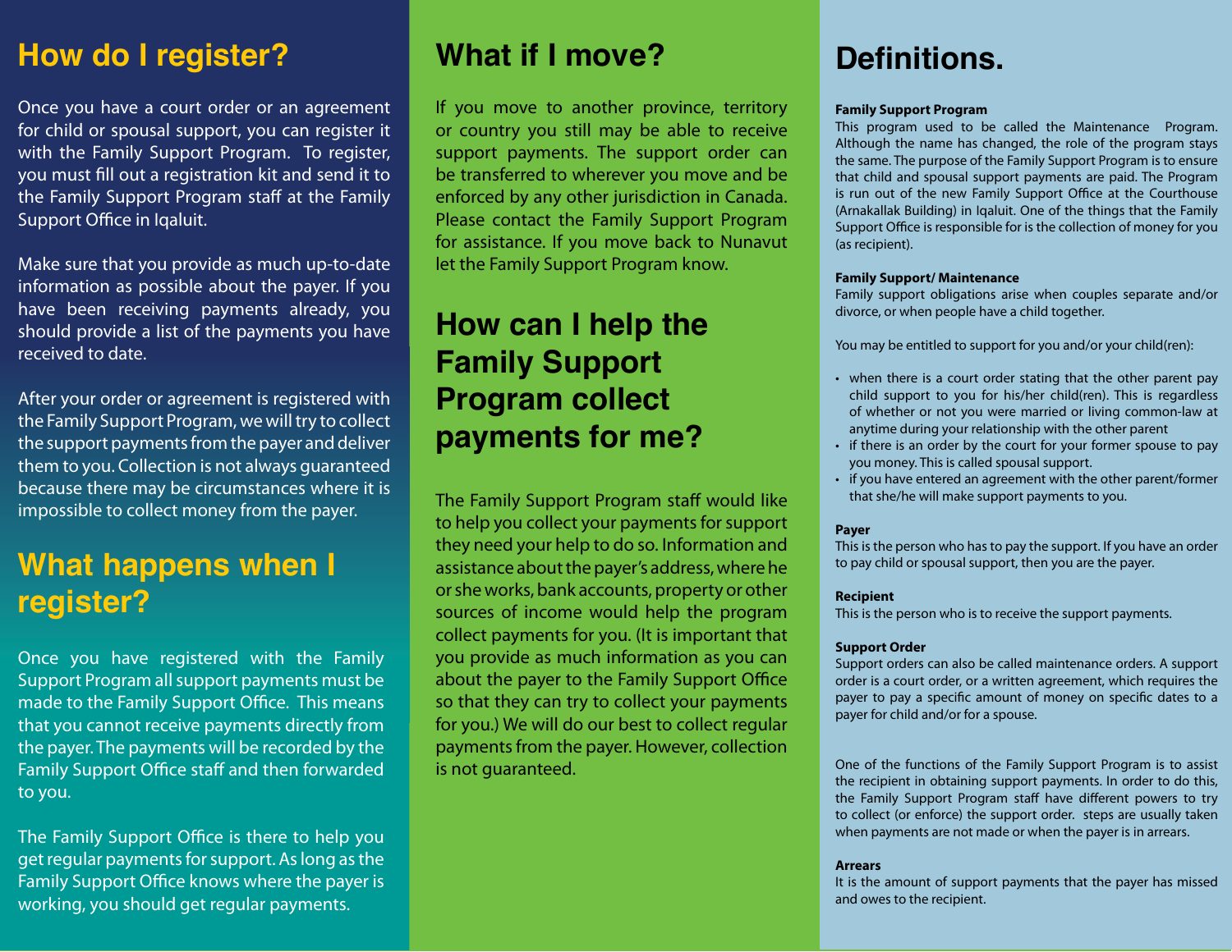## How do I register?

Once you have a court order or an agreement for child or spousal support, you can register it with the Family Support Program. To register, you must fill out a registration kit and send it to the Family Support Program staff at the Family Support Office in Iqaluit.

Make sure that you provide as much up-to-date information as possible about the payer. If you have been receiving payments already, you should provide a list of the payments you have received to date.

After your order or agreement is registered with the Family Support Program, we will try to collect the support payments from the payer and deliver them to you. Collection is not always guaranteed because there may be circumstances where it is impossible to collect money from the payer.

## What happens when I register?

Once you have registered with the Family Support Program all support payments must be made to the Family Support Office. This means that you cannot receive payments directly from the payer. The payments will be recorded by the Family Support Office staff and then forwarded to you.

The Family Support Office is there to help you get regular payments for support. As long as the Family Support Office knows where the payer is working, you should get regular payments.

## What if I move?

If you move to another province, territory or country you still may be able to receive support payments. The support order can be transferred to wherever you move and be enforced by any other jurisdiction in Canada. Please contact the Family Support Program for assistance. If you move back to Nunavut let the Family Support Program know.

## How can I help the Family Support Program collect payments for me?

The Family Support Program staff would like to help you collect your payments for support they need your help to do so. Information and assistance about the payer's address, where he or she works, bank accounts, property or other sources of income would help the program collect payments for you. (It is important that you provide as much information as you can about the payer to the Family Support Office so that they can try to collect your payments for you.) We will do our best to collect regular payments from the payer. However, collection is not guaranteed.

## Definitions.

**Family Support Program**
This program used to be called the Maintenance Program. Although the name has changed, the role of the program stays the same. The purpose of the Family Support Program is to ensure that child and spousal support payments are paid. The Program is run out of the new Family Support Office at the Courthouse (Arnakallak Building) in Iqaluit. One of the things that the Family Support Office is responsible for is the collection of money for you (as recipient).

**Family Support/ Maintenance**
Family support obligations arise when couples separate and/or divorce, or when people have a child together.

You may be entitled to support for you and/or your child(ren):

- when there is a court order stating that the other parent pay child support to you for his/her child(ren). This is regardless of whether or not you were married or living common-law at anytime during your relationship with the other parent
- if there is an order by the court for your former spouse to pay you money. This is called spousal support.
- if you have entered an agreement with the other parent/former that she/he will make support payments to you.

**Payer**
This is the person who has to pay the support. If you have an order to pay child or spousal support, then you are the payer.

**Recipient**
This is the person who is to receive the support payments.

**Support Order**
Support orders can also be called maintenance orders. A support order is a court order, or a written agreement, which requires the payer to pay a specific amount of money on specific dates to a payer for child and/or for a spouse.

One of the functions of the Family Support Program is to assist the recipient in obtaining support payments. In order to do this, the Family Support Program staff have different powers to try to collect (or enforce) the support order. steps are usually taken when payments are not made or when the payer is in arrears.

**Arrears**
It is the amount of support payments that the payer has missed and owes to the recipient.